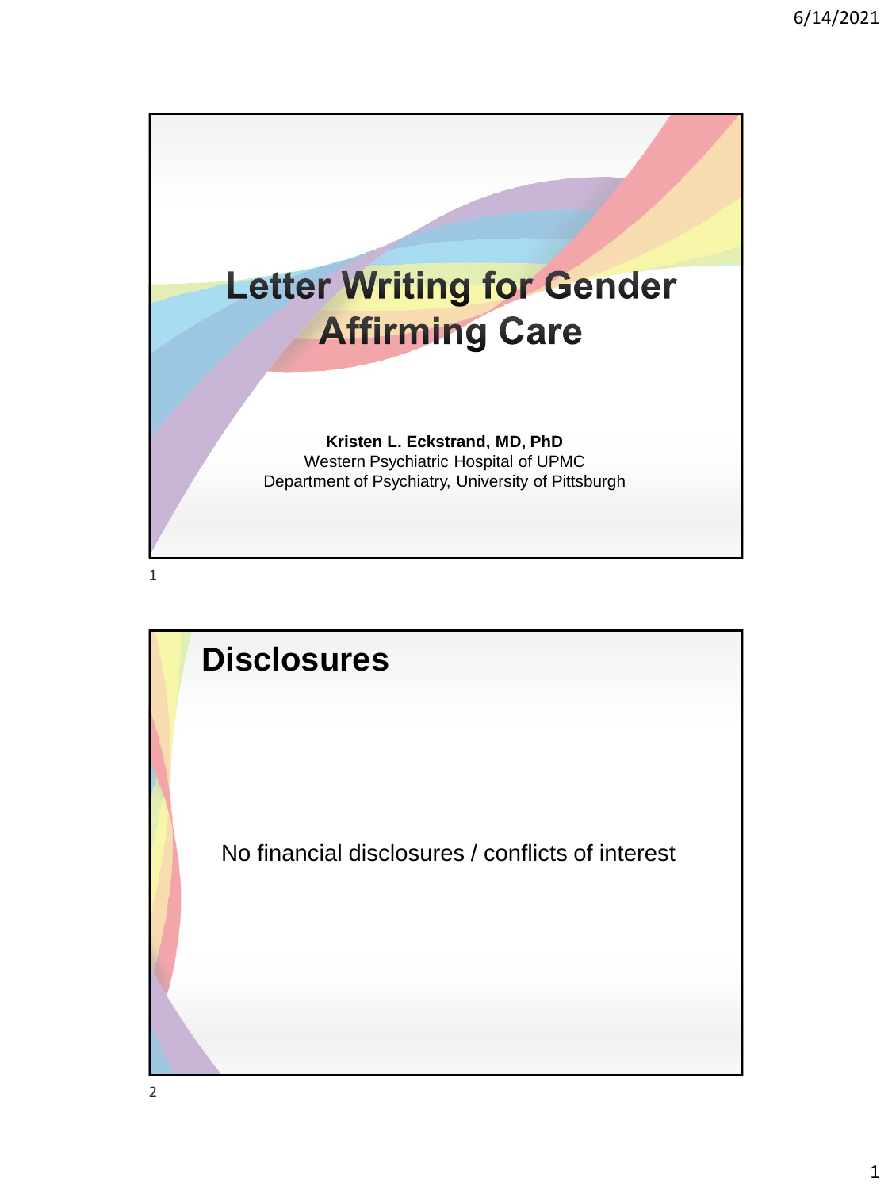# Letter Writing for Gender Affirming Care

**Kristen L. Eckstrand, MD, PhD**
Western Psychiatric Hospital of UPMC
Department of Psychiatry, University of Pittsburgh

## Disclosures

No financial disclosures / conflicts of interest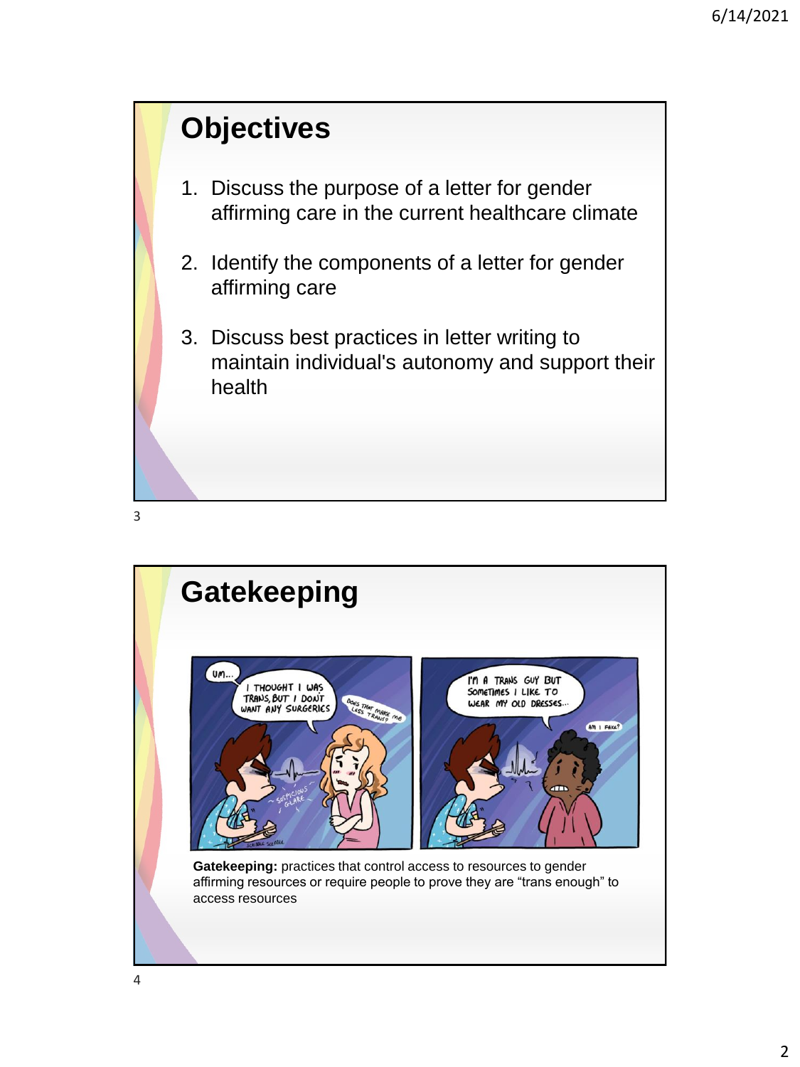## Objectives

1. Discuss the purpose of a letter for gender affirming care in the current healthcare climate
2. Identify the components of a letter for gender affirming care
3. Discuss best practices in letter writing to maintain individual's autonomy and support their health

## Gatekeeping

**Gatekeeping:** practices that control access to resources to gender affirming resources or require people to prove they are "trans enough" to access resources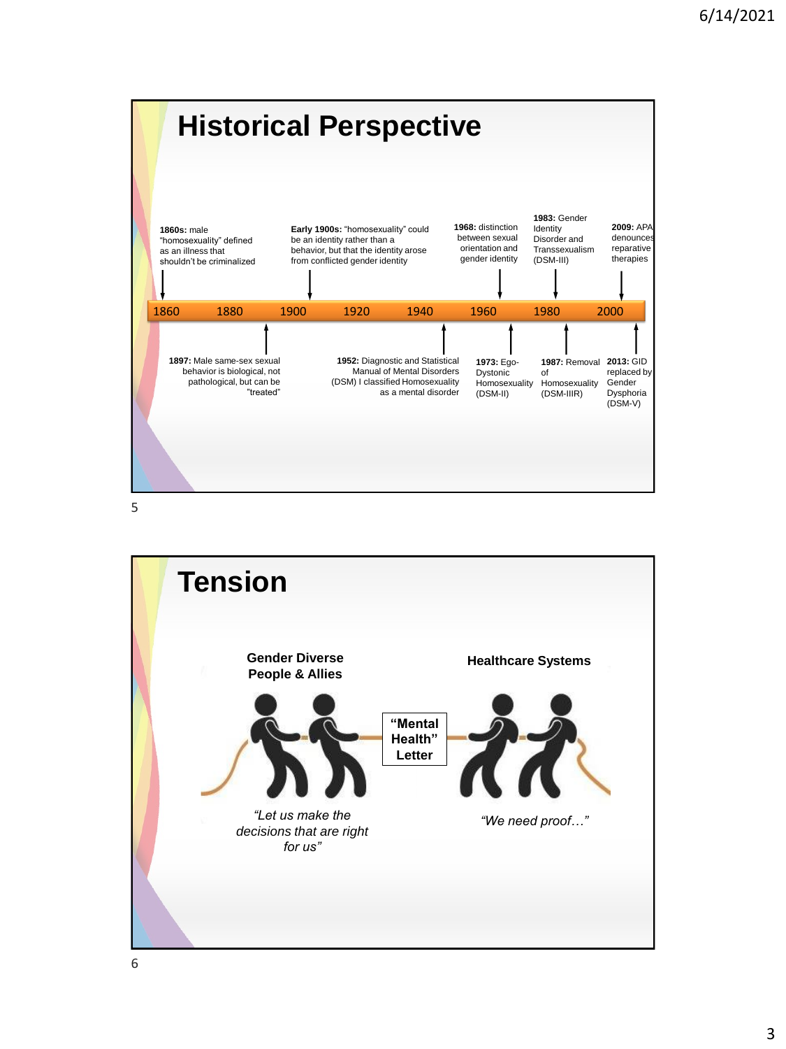# Historical Perspective

- **1860s:** male "homosexuality" defined as an illness that shouldn't be criminalized
- **1897:** Male same-sex sexual behavior is biological, not pathological, but can be "treated"
- **Early 1900s:** "homosexuality" could be an identity rather than a behavior, but that the identity arose from conflicted gender identity
- **1952:** Diagnostic and Statistical Manual of Mental Disorders (DSM) I classified Homosexuality as a mental disorder
- **1968:** distinction between sexual orientation and gender identity
- **1973:** Ego-Dystonic Homosexuality (DSM-II)
- **1983:** Gender Identity Disorder and Transsexualism (DSM-III)
- **1987:** Removal of Homosexuality (DSM-IIIR)
- **2009:** APA denounces reparative therapies
- **2013:** GID replaced by Gender Dysphoria (DSM-V)

1860 | 1880 | 1900 | 1920 | 1940 | 1960 | 1980 | 2000

# Tension

**Gender Diverse People & Allies** — *"Let us make the decisions that are right for us"*

**"Mental Health" Letter**

**Healthcare Systems** — *"We need proof…"*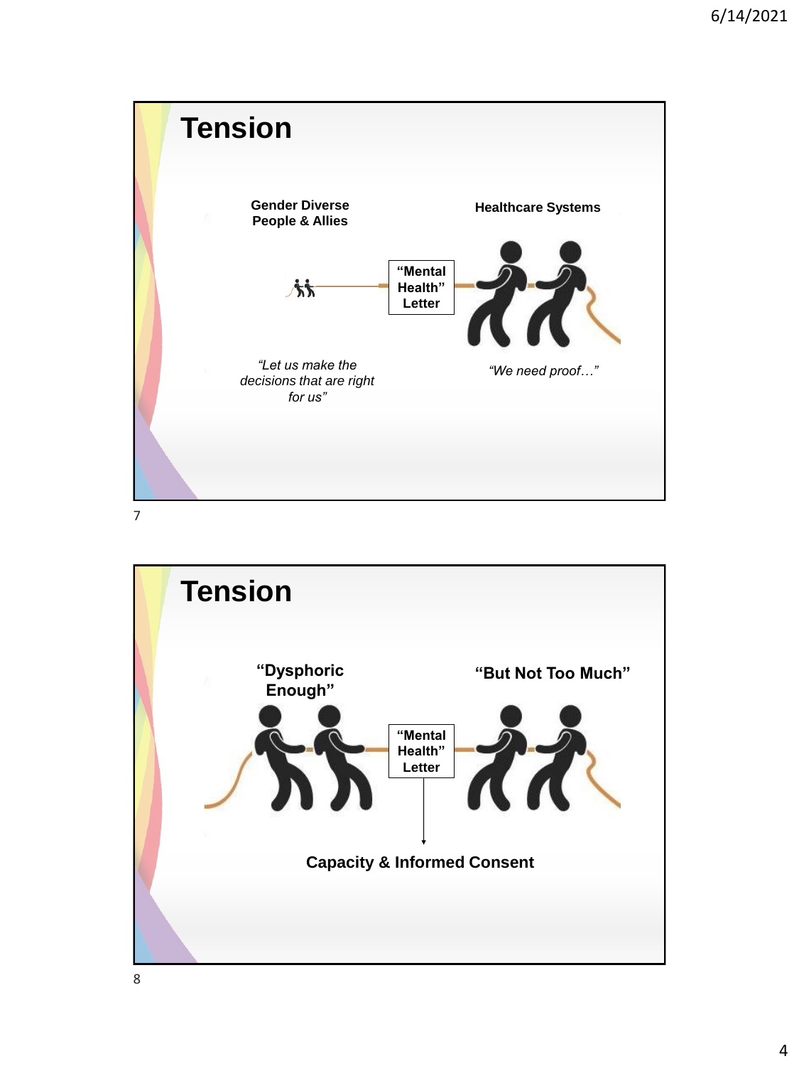## Tension

**Gender Diverse People & Allies**

**Healthcare Systems**

**"Mental Health" Letter**

*"Let us make the decisions that are right for us"*

*"We need proof…"*

## Tension

**"Dysphoric Enough"**

**"But Not Too Much"**

**"Mental Health" Letter**

**Capacity & Informed Consent**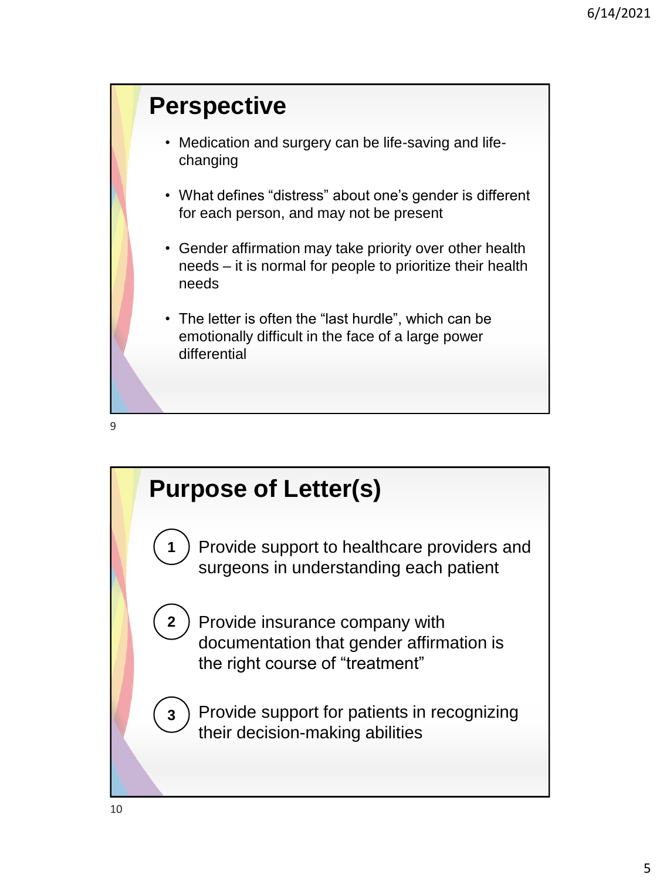## Perspective

- Medication and surgery can be life-saving and life-changing
- What defines "distress" about one's gender is different for each person, and may not be present
- Gender affirmation may take priority over other health needs – it is normal for people to prioritize their health needs
- The letter is often the "last hurdle", which can be emotionally difficult in the face of a large power differential

## Purpose of Letter(s)

1. Provide support to healthcare providers and surgeons in understanding each patient
2. Provide insurance company with documentation that gender affirmation is the right course of "treatment"
3. Provide support for patients in recognizing their decision-making abilities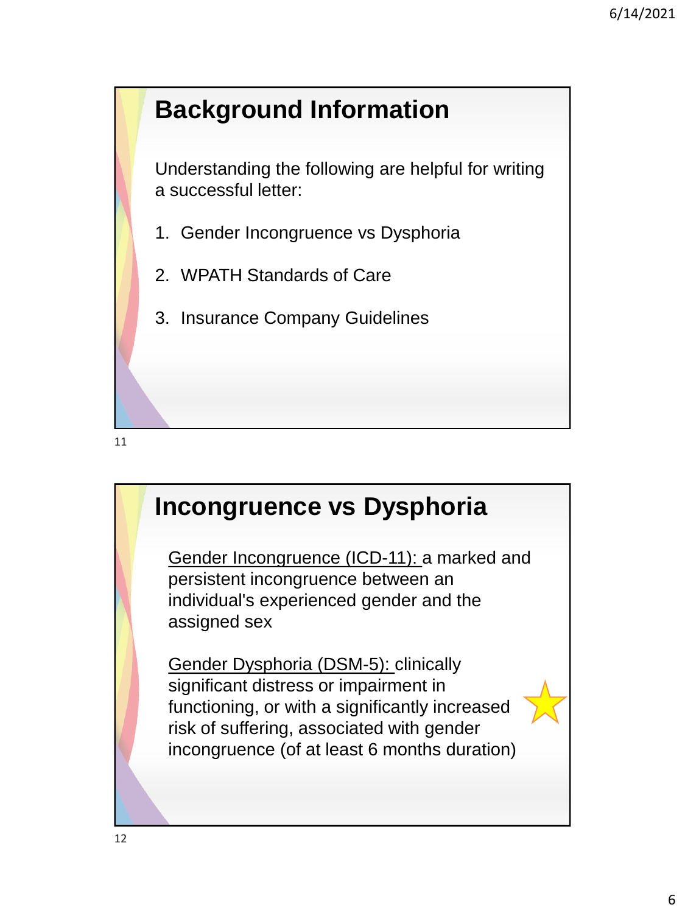## Background Information

Understanding the following are helpful for writing a successful letter:

1. Gender Incongruence vs Dysphoria
2. WPATH Standards of Care
3. Insurance Company Guidelines

## Incongruence vs Dysphoria

Gender Incongruence (ICD-11): a marked and persistent incongruence between an individual's experienced gender and the assigned sex

Gender Dysphoria (DSM-5): clinically significant distress or impairment in functioning, or with a significantly increased risk of suffering, associated with gender incongruence (of at least 6 months duration)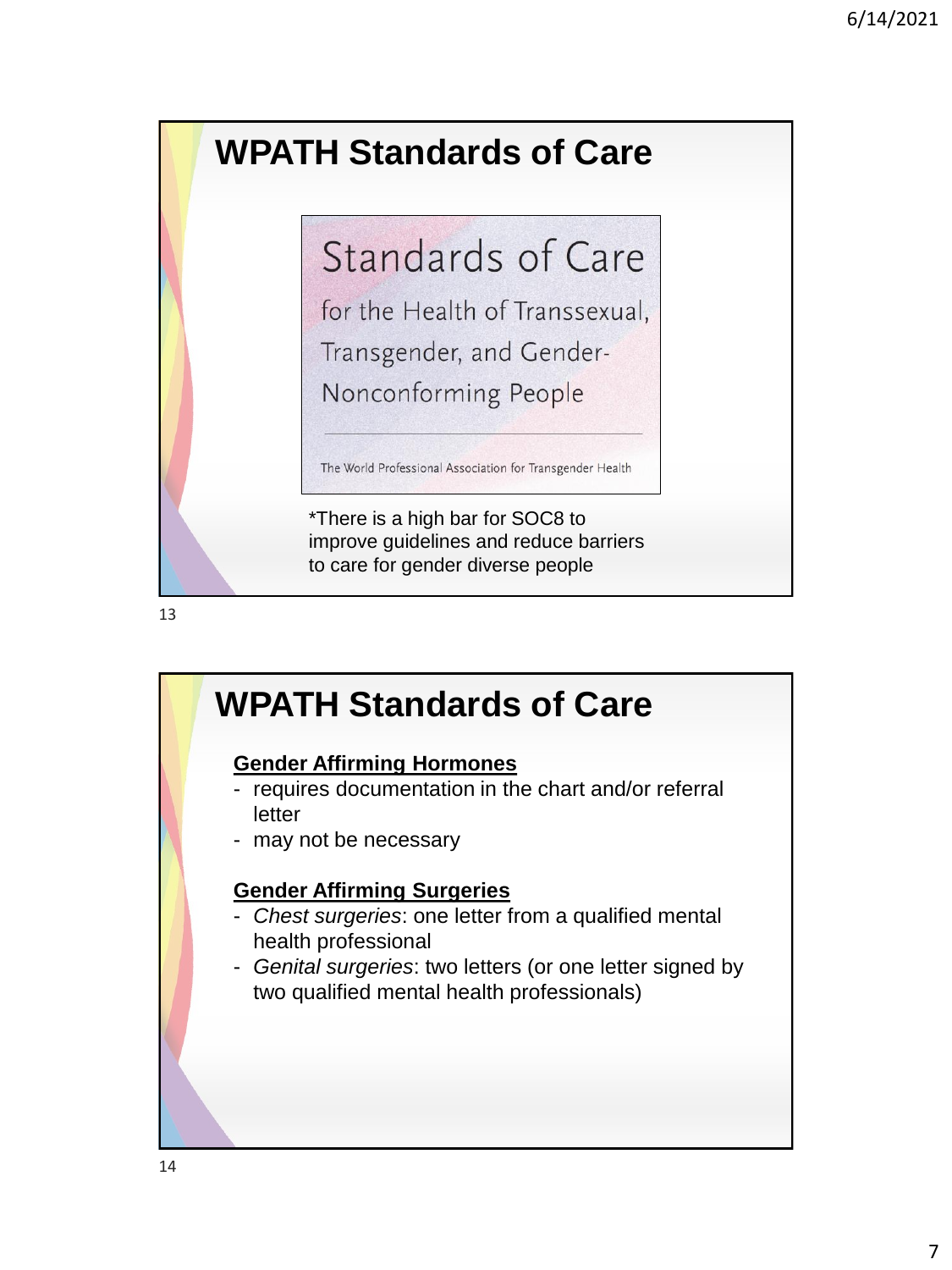## WPATH Standards of Care

Standards of Care

for the Health of Transsexual, Transgender, and Gender-Nonconforming People

The World Professional Association for Transgender Health

*There is a high bar for SOC8 to improve guidelines and reduce barriers to care for gender diverse people

## WPATH Standards of Care

**Gender Affirming Hormones**

- requires documentation in the chart and/or referral letter
- may not be necessary

**Gender Affirming Surgeries**

- *Chest surgeries*: one letter from a qualified mental health professional
- *Genital surgeries*: two letters (or one letter signed by two qualified mental health professionals)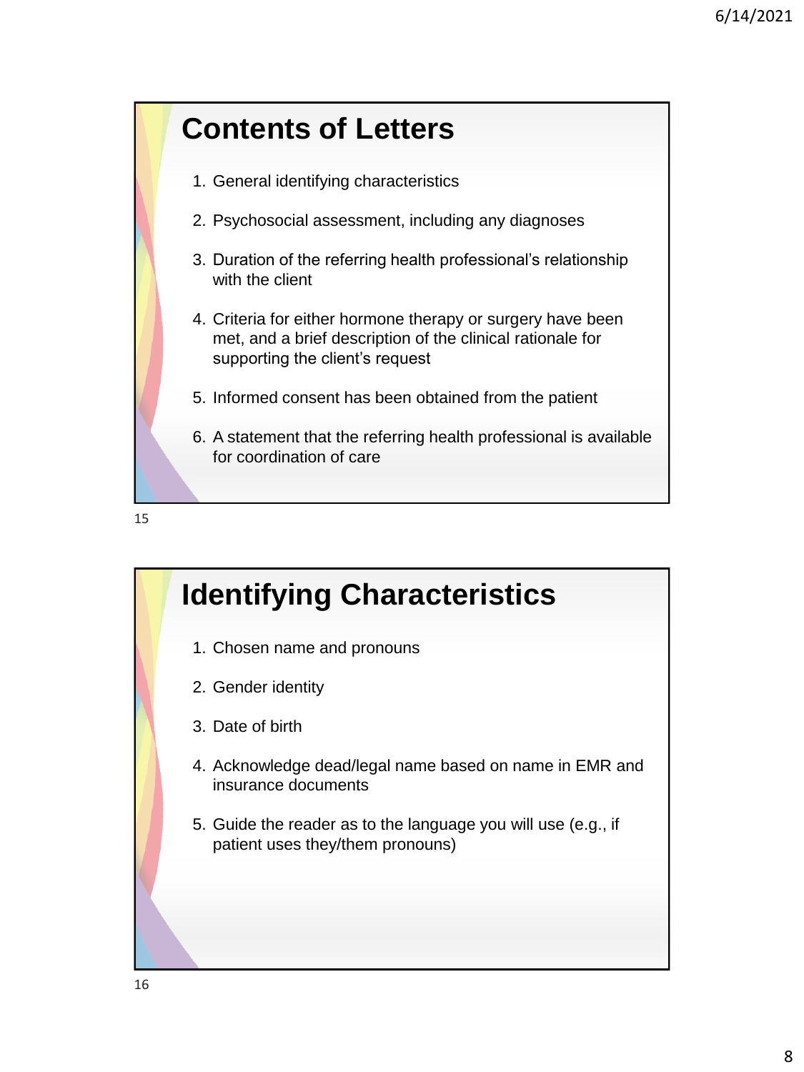## Contents of Letters

1. General identifying characteristics
2. Psychosocial assessment, including any diagnoses
3. Duration of the referring health professional's relationship with the client
4. Criteria for either hormone therapy or surgery have been met, and a brief description of the clinical rationale for supporting the client's request
5. Informed consent has been obtained from the patient
6. A statement that the referring health professional is available for coordination of care

## Identifying Characteristics

1. Chosen name and pronouns
2. Gender identity
3. Date of birth
4. Acknowledge dead/legal name based on name in EMR and insurance documents
5. Guide the reader as to the language you will use (e.g., if patient uses they/them pronouns)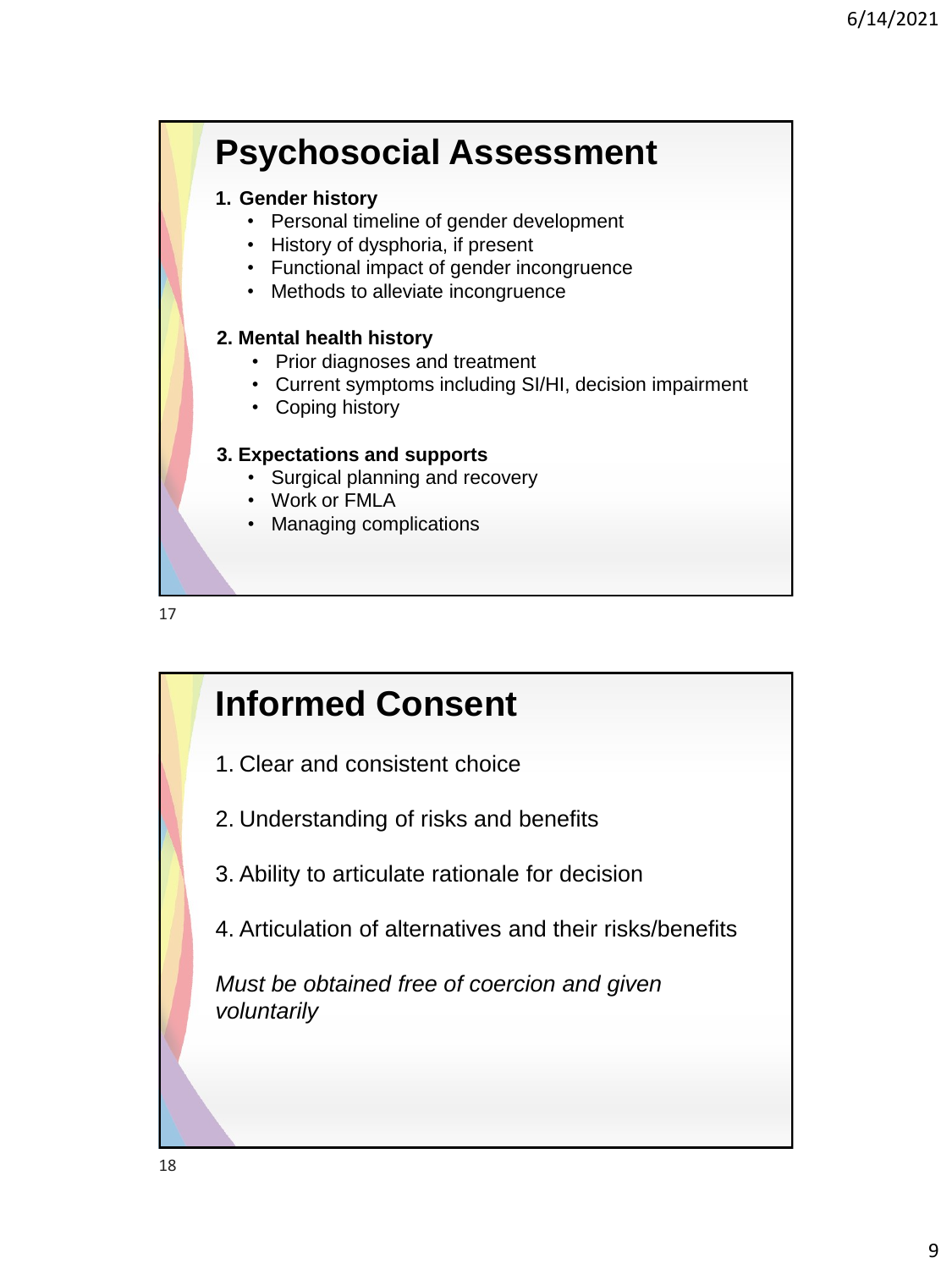# Psychosocial Assessment

**1. Gender history**

- Personal timeline of gender development
- History of dysphoria, if present
- Functional impact of gender incongruence
- Methods to alleviate incongruence

**2. Mental health history**

- Prior diagnoses and treatment
- Current symptoms including SI/HI, decision impairment
- Coping history

**3. Expectations and supports**

- Surgical planning and recovery
- Work or FMLA
- Managing complications

# Informed Consent

1. Clear and consistent choice
2. Understanding of risks and benefits
3. Ability to articulate rationale for decision
4. Articulation of alternatives and their risks/benefits

*Must be obtained free of coercion and given voluntarily*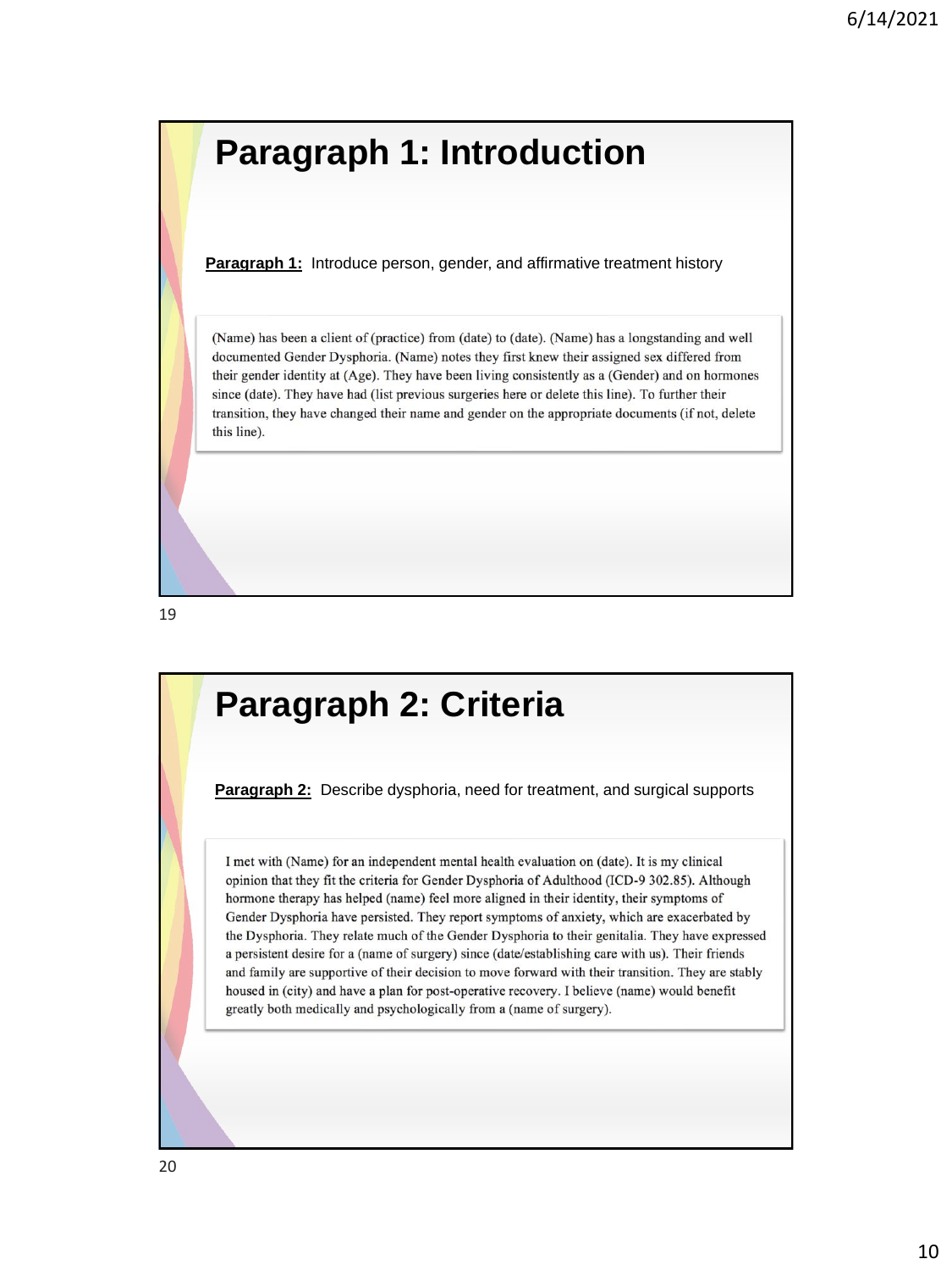## Paragraph 1: Introduction

**Paragraph 1:** Introduce person, gender, and affirmative treatment history

(Name) has been a client of (practice) from (date) to (date). (Name) has a longstanding and well documented Gender Dysphoria. (Name) notes they first knew their assigned sex differed from their gender identity at (Age). They have been living consistently as a (Gender) and on hormones since (date). They have had (list previous surgeries here or delete this line). To further their transition, they have changed their name and gender on the appropriate documents (if not, delete this line).

## Paragraph 2: Criteria

**Paragraph 2:** Describe dysphoria, need for treatment, and surgical supports

I met with (Name) for an independent mental health evaluation on (date). It is my clinical opinion that they fit the criteria for Gender Dysphoria of Adulthood (ICD-9 302.85). Although hormone therapy has helped (name) feel more aligned in their identity, their symptoms of Gender Dysphoria have persisted. They report symptoms of anxiety, which are exacerbated by the Dysphoria. They relate much of the Gender Dysphoria to their genitalia. They have expressed a persistent desire for a (name of surgery) since (date/establishing care with us). Their friends and family are supportive of their decision to move forward with their transition. They are stably housed in (city) and have a plan for post-operative recovery. I believe (name) would benefit greatly both medically and psychologically from a (name of surgery).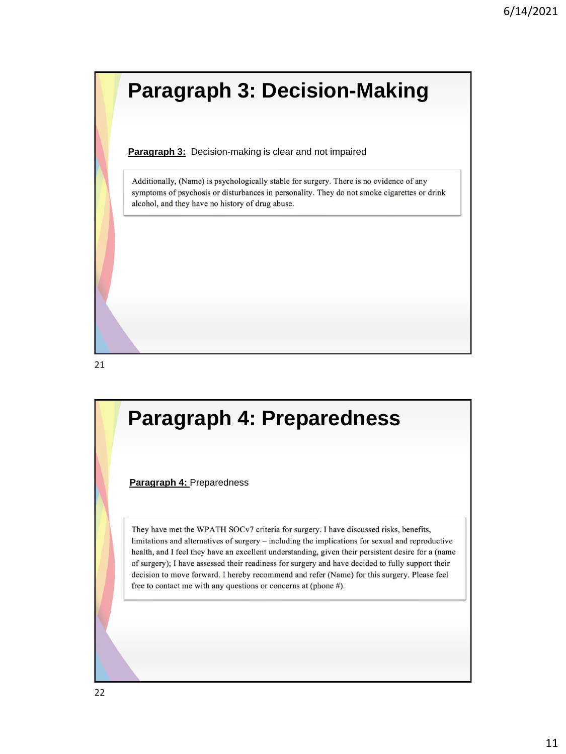## Paragraph 3: Decision-Making

**Paragraph 3:** Decision-making is clear and not impaired

> Additionally, (Name) is psychologically stable for surgery. There is no evidence of any symptoms of psychosis or disturbances in personality. They do not smoke cigarettes or drink alcohol, and they have no history of drug abuse.

## Paragraph 4: Preparedness

**Paragraph 4:** Preparedness

> They have met the WPATH SOCv7 criteria for surgery. I have discussed risks, benefits, limitations and alternatives of surgery – including the implications for sexual and reproductive health, and I feel they have an excellent understanding, given their persistent desire for a (name of surgery); I have assessed their readiness for surgery and have decided to fully support their decision to move forward. I hereby recommend and refer (Name) for this surgery. Please feel free to contact me with any questions or concerns at (phone #).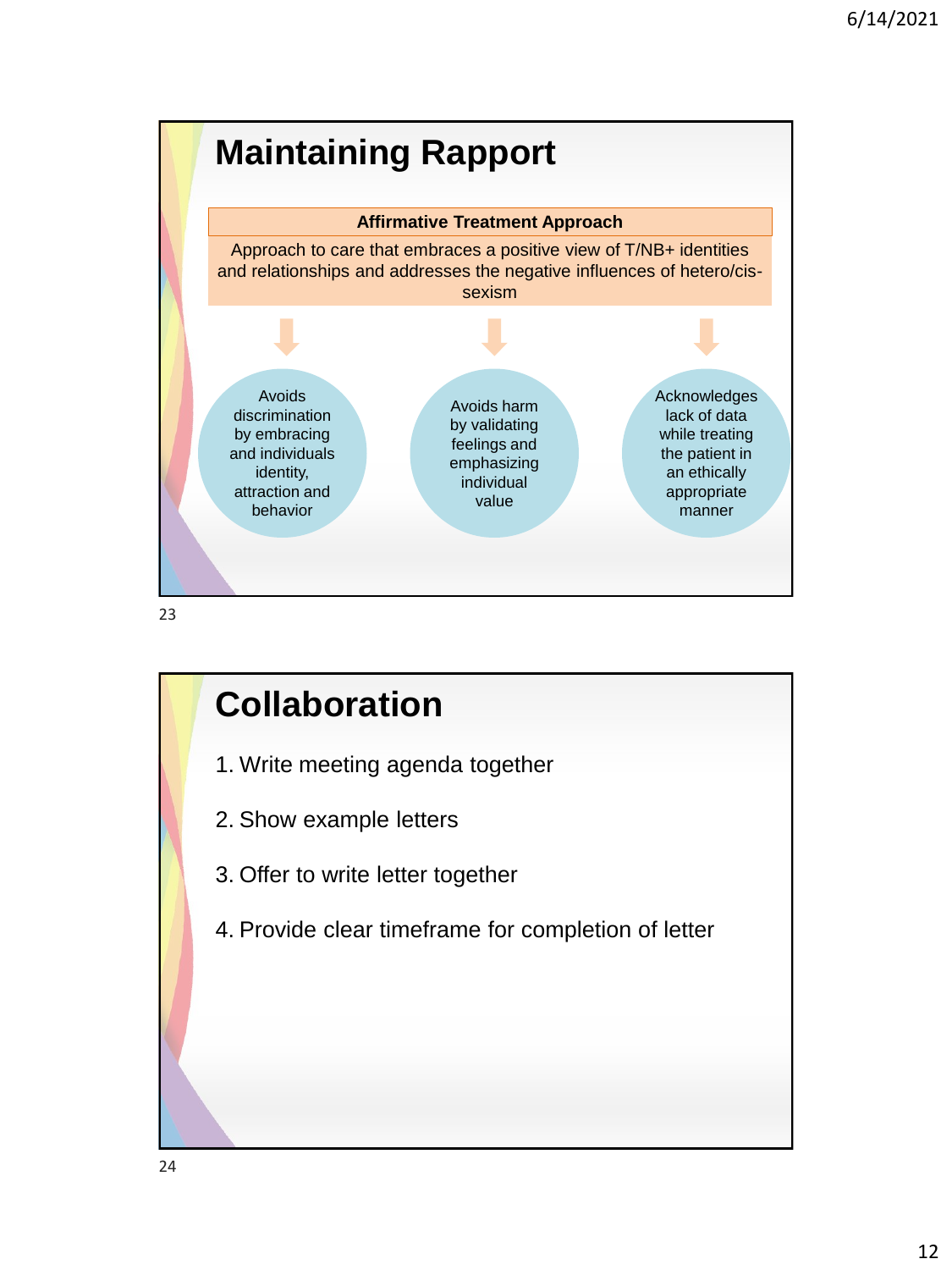## Maintaining Rapport

**Affirmative Treatment Approach**

Approach to care that embraces a positive view of T/NB+ identities and relationships and addresses the negative influences of hetero/cis-sexism

- Avoids discrimination by embracing and individuals identity, attraction and behavior
- Avoids harm by validating feelings and emphasizing individual value
- Acknowledges lack of data while treating the patient in an ethically appropriate manner

## Collaboration

1. Write meeting agenda together
2. Show example letters
3. Offer to write letter together
4. Provide clear timeframe for completion of letter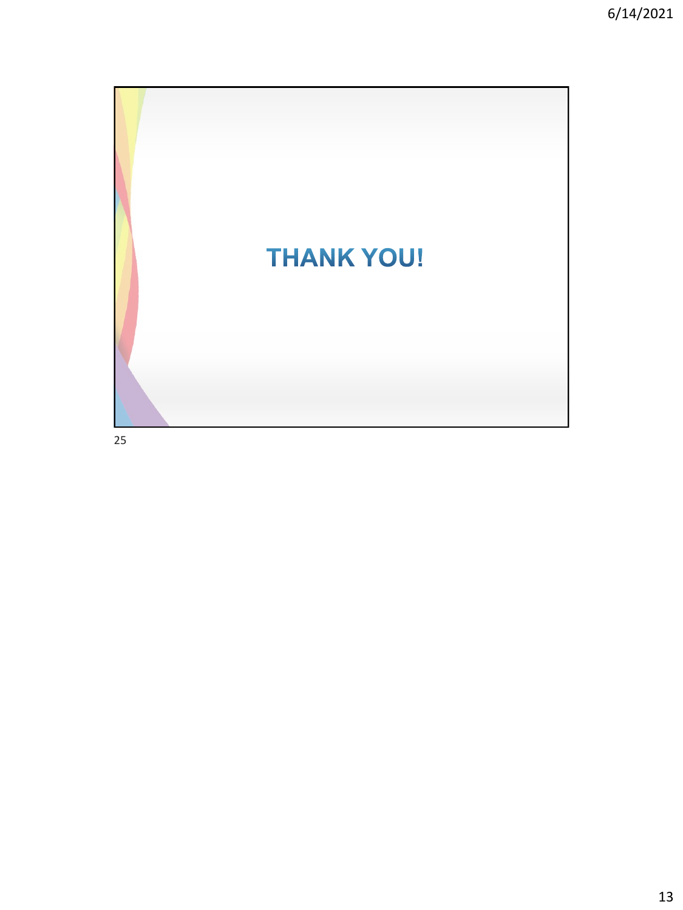# THANK YOU!